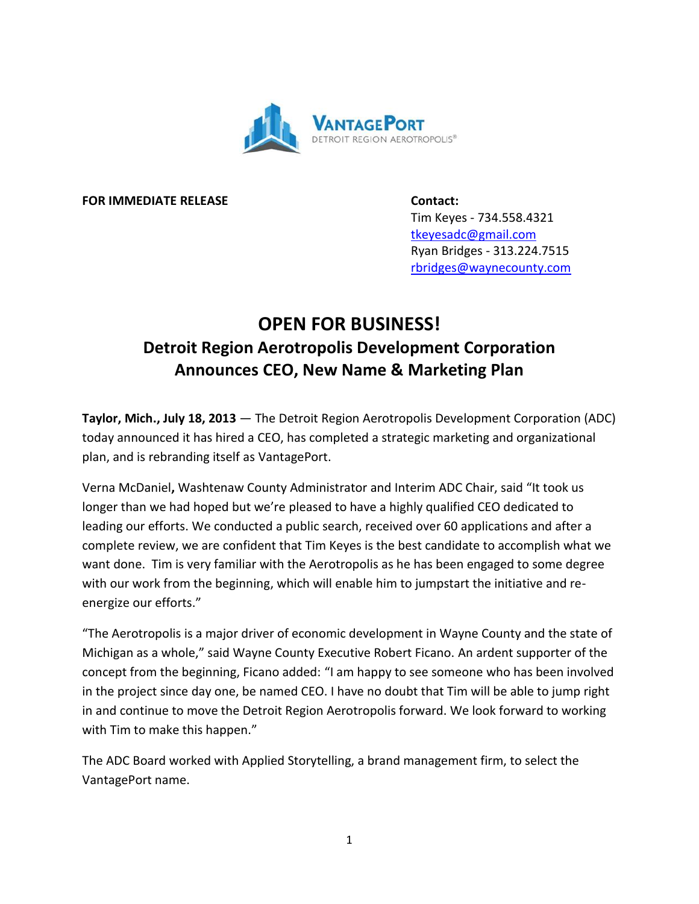**VANTAGEPORT**
DETROIT REGION AEROTROPOLIS®

**FOR IMMEDIATE RELEASE**

**Contact:**
Tim Keyes - 734.558.4321
tkeyesadc@gmail.com
Ryan Bridges - 313.224.7515
rbridges@waynecounty.com

# OPEN FOR BUSINESS!

## Detroit Region Aerotropolis Development Corporation Announces CEO, New Name & Marketing Plan

**Taylor, Mich., July 18, 2013** — The Detroit Region Aerotropolis Development Corporation (ADC) today announced it has hired a CEO, has completed a strategic marketing and organizational plan, and is rebranding itself as VantagePort.

Verna McDaniel**,** Washtenaw County Administrator and Interim ADC Chair, said "It took us longer than we had hoped but we're pleased to have a highly qualified CEO dedicated to leading our efforts. We conducted a public search, received over 60 applications and after a complete review, we are confident that Tim Keyes is the best candidate to accomplish what we want done. Tim is very familiar with the Aerotropolis as he has been engaged to some degree with our work from the beginning, which will enable him to jumpstart the initiative and re-energize our efforts."

"The Aerotropolis is a major driver of economic development in Wayne County and the state of Michigan as a whole," said Wayne County Executive Robert Ficano. An ardent supporter of the concept from the beginning, Ficano added: "I am happy to see someone who has been involved in the project since day one, be named CEO. I have no doubt that Tim will be able to jump right in and continue to move the Detroit Region Aerotropolis forward. We look forward to working with Tim to make this happen."

The ADC Board worked with Applied Storytelling, a brand management firm, to select the VantagePort name.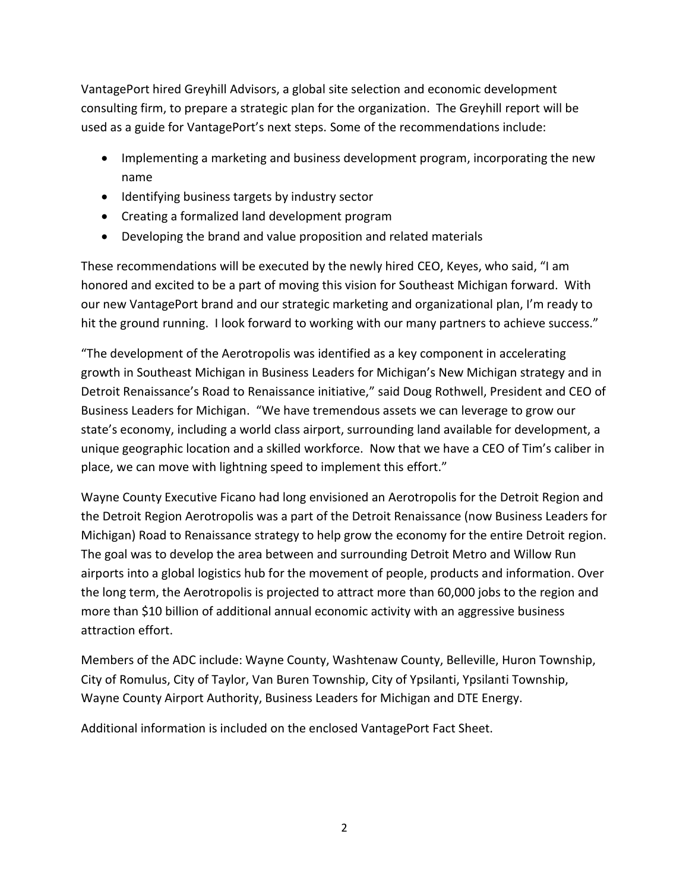VantagePort hired Greyhill Advisors, a global site selection and economic development consulting firm, to prepare a strategic plan for the organization. The Greyhill report will be used as a guide for VantagePort's next steps. Some of the recommendations include:

- Implementing a marketing and business development program, incorporating the new name
- Identifying business targets by industry sector
- Creating a formalized land development program
- Developing the brand and value proposition and related materials

These recommendations will be executed by the newly hired CEO, Keyes, who said, "I am honored and excited to be a part of moving this vision for Southeast Michigan forward. With our new VantagePort brand and our strategic marketing and organizational plan, I'm ready to hit the ground running. I look forward to working with our many partners to achieve success."

"The development of the Aerotropolis was identified as a key component in accelerating growth in Southeast Michigan in Business Leaders for Michigan's New Michigan strategy and in Detroit Renaissance's Road to Renaissance initiative," said Doug Rothwell, President and CEO of Business Leaders for Michigan. "We have tremendous assets we can leverage to grow our state's economy, including a world class airport, surrounding land available for development, a unique geographic location and a skilled workforce. Now that we have a CEO of Tim's caliber in place, we can move with lightning speed to implement this effort."

Wayne County Executive Ficano had long envisioned an Aerotropolis for the Detroit Region and the Detroit Region Aerotropolis was a part of the Detroit Renaissance (now Business Leaders for Michigan) Road to Renaissance strategy to help grow the economy for the entire Detroit region. The goal was to develop the area between and surrounding Detroit Metro and Willow Run airports into a global logistics hub for the movement of people, products and information. Over the long term, the Aerotropolis is projected to attract more than 60,000 jobs to the region and more than $10 billion of additional annual economic activity with an aggressive business attraction effort.

Members of the ADC include: Wayne County, Washtenaw County, Belleville, Huron Township, City of Romulus, City of Taylor, Van Buren Township, City of Ypsilanti, Ypsilanti Township, Wayne County Airport Authority, Business Leaders for Michigan and DTE Energy.

Additional information is included on the enclosed VantagePort Fact Sheet.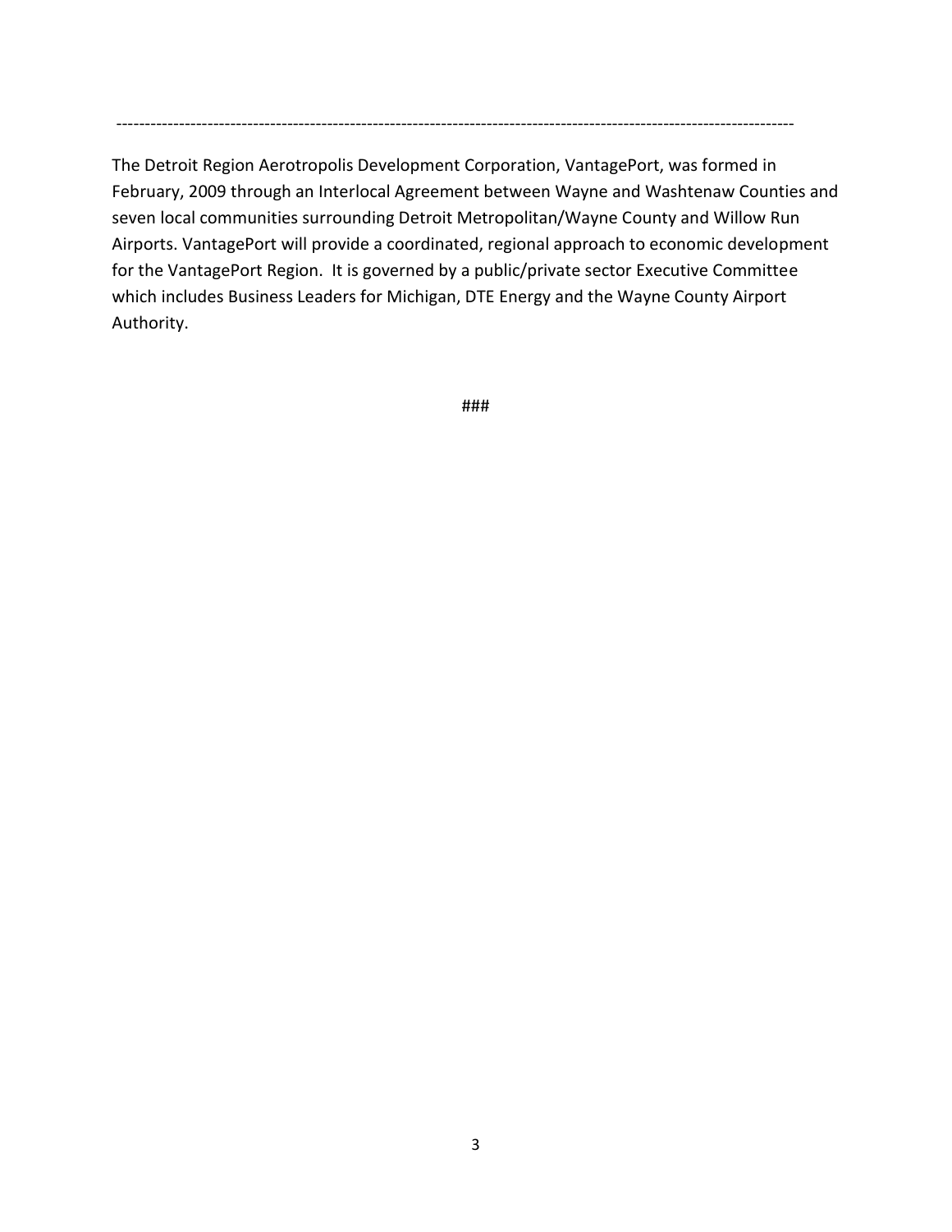---

The Detroit Region Aerotropolis Development Corporation, VantagePort, was formed in February, 2009 through an Interlocal Agreement between Wayne and Washtenaw Counties and seven local communities surrounding Detroit Metropolitan/Wayne County and Willow Run Airports. VantagePort will provide a coordinated, regional approach to economic development for the VantagePort Region. It is governed by a public/private sector Executive Committee which includes Business Leaders for Michigan, DTE Energy and the Wayne County Airport Authority.

###